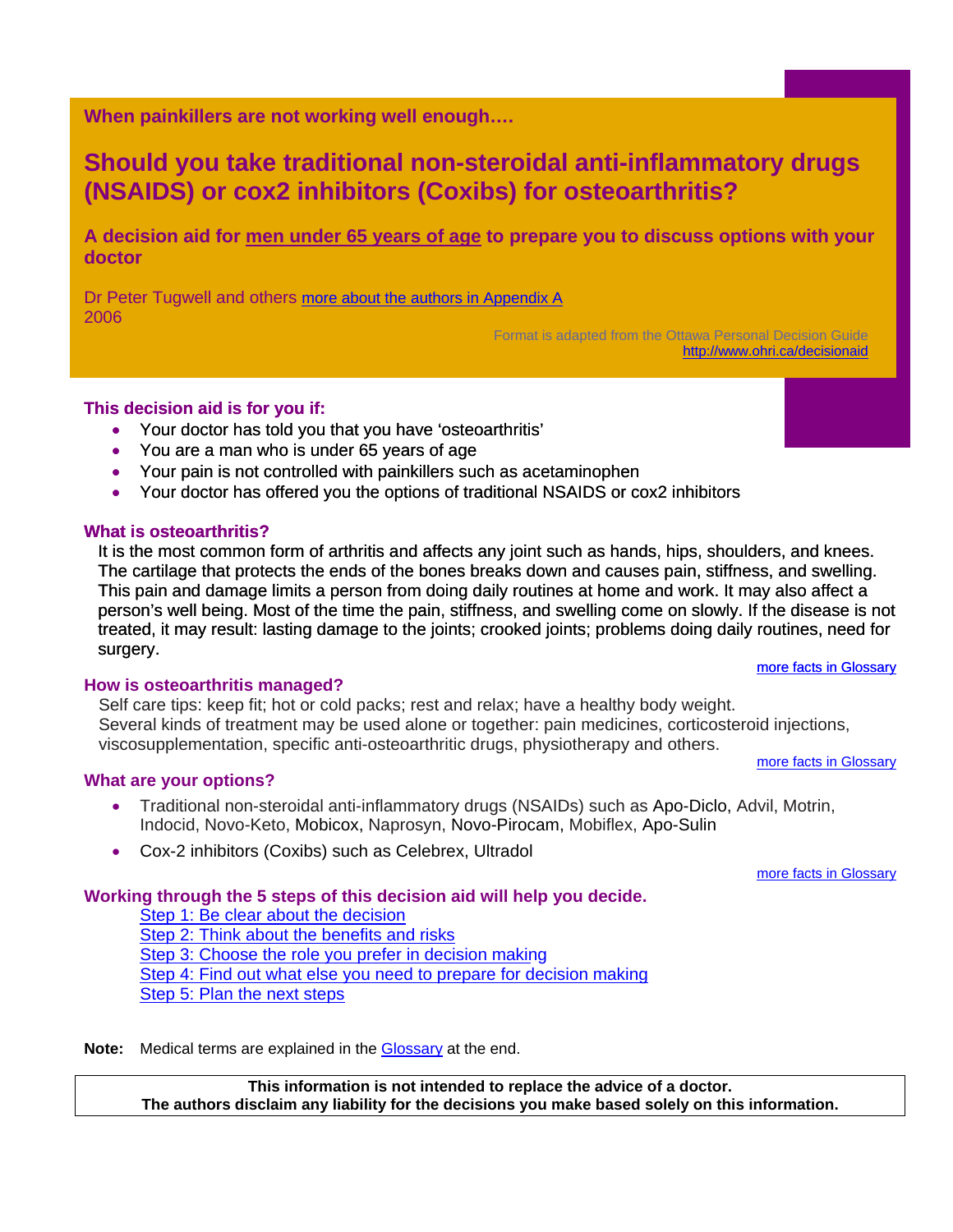**When painkillers are not working well enough….**

# Should you take traditional non-steroidal anti-inflammatory drugs (NSAIDS) or cox2 inhibitors (Coxibs) for osteoarthritis?

## A decision aid for men under 65 years of age to prepare you to discuss options with your doctor

Dr Peter Tugwell and others more about the authors in Appendix A
2006

Format is adapted from the Ottawa Personal Decision Guide
http://www.ohri.ca/decisionaid

### This decision aid is for you if:

- Your doctor has told you that you have 'osteoarthritis'
- You are a man who is under 65 years of age
- Your pain is not controlled with painkillers such as acetaminophen
- Your doctor has offered you the options of traditional NSAIDS or cox2 inhibitors

### What is osteoarthritis?

It is the most common form of arthritis and affects any joint such as hands, hips, shoulders, and knees. The cartilage that protects the ends of the bones breaks down and causes pain, stiffness, and swelling. This pain and damage limits a person from doing daily routines at home and work. It may also affect a person's well being. Most of the time the pain, stiffness, and swelling come on slowly. If the disease is not treated, it may result: lasting damage to the joints; crooked joints; problems doing daily routines, need for surgery.

more facts in Glossary

### How is osteoarthritis managed?

Self care tips: keep fit; hot or cold packs; rest and relax; have a healthy body weight.
Several kinds of treatment may be used alone or together: pain medicines, corticosteroid injections, viscosupplementation, specific anti-osteoarthritic drugs, physiotherapy and others.

more facts in Glossary

### What are your options?

- Traditional non-steroidal anti-inflammatory drugs (NSAIDs) such as Apo-Diclo, Advil, Motrin, Indocid, Novo-Keto, Mobicox, Naprosyn, Novo-Pirocam, Mobiflex, Apo-Sulin
- Cox-2 inhibitors (Coxibs) such as Celebrex, Ultradol

more facts in Glossary

### Working through the 5 steps of this decision aid will help you decide.

Step 1: Be clear about the decision
Step 2: Think about the benefits and risks
Step 3: Choose the role you prefer in decision making
Step 4: Find out what else you need to prepare for decision making
Step 5: Plan the next steps

**Note:** Medical terms are explained in the Glossary at the end.

**This information is not intended to replace the advice of a doctor.**
**The authors disclaim any liability for the decisions you make based solely on this information.**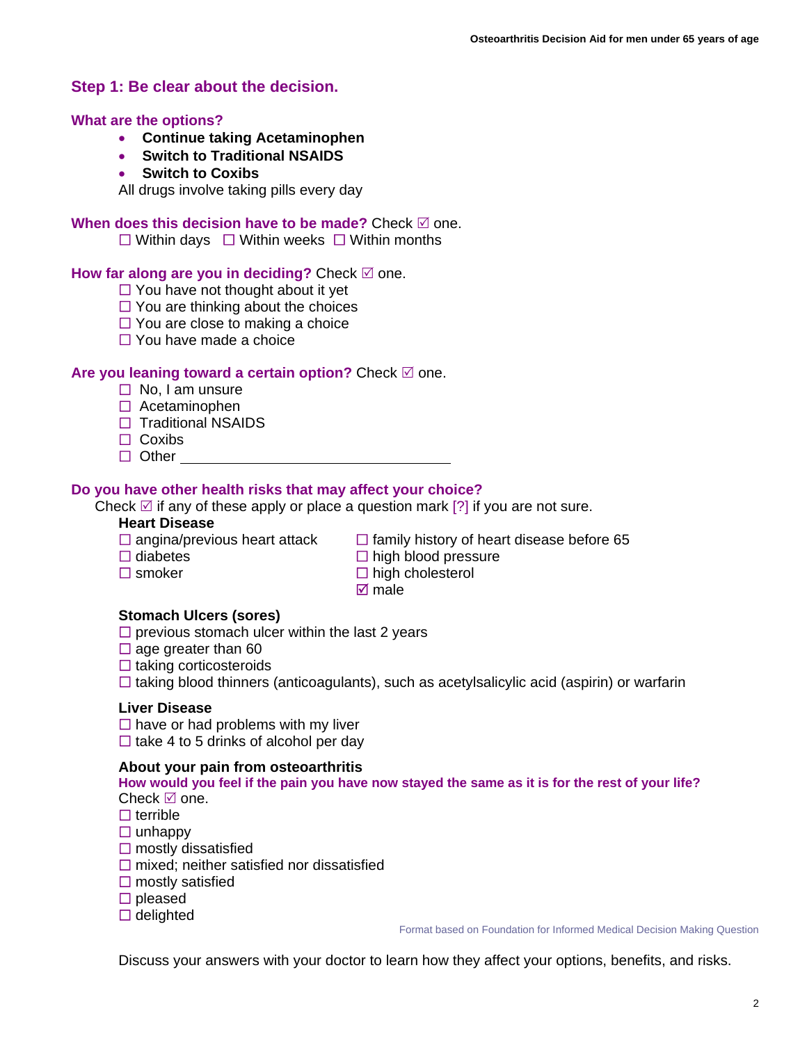## Step 1: Be clear about the decision.

### What are the options?

- **Continue taking Acetaminophen**
- **Switch to Traditional NSAIDS**
- **Switch to Coxibs**

All drugs involve taking pills every day

**When does this decision have to be made?** Check ☑ one.

☐ Within days ☐ Within weeks ☐ Within months

**How far along are you in deciding?** Check ☑ one.

☐ You have not thought about it yet
☐ You are thinking about the choices
☐ You are close to making a choice
☐ You have made a choice

**Are you leaning toward a certain option?** Check ☑ one.

☐ No, I am unsure
☐ Acetaminophen
☐ Traditional NSAIDS
☐ Coxibs
☐ Other ______________________________

**Do you have other health risks that may affect your choice?**

Check ☑ if any of these apply or place a question mark [?] if you are not sure.

**Heart Disease**

☐ angina/previous heart attack
☐ diabetes
☐ smoker
☐ family history of heart disease before 65
☐ high blood pressure
☐ high cholesterol
☑ male

**Stomach Ulcers (sores)**

☐ previous stomach ulcer within the last 2 years
☐ age greater than 60
☐ taking corticosteroids
☐ taking blood thinners (anticoagulants), such as acetylsalicylic acid (aspirin) or warfarin

**Liver Disease**

☐ have or had problems with my liver
☐ take 4 to 5 drinks of alcohol per day

**About your pain from osteoarthritis**

**How would you feel if the pain you have now stayed the same as it is for the rest of your life?**

Check ☑ one.

☐ terrible
☐ unhappy
☐ mostly dissatisfied
☐ mixed; neither satisfied nor dissatisfied
☐ mostly satisfied
☐ pleased
☐ delighted

Format based on Foundation for Informed Medical Decision Making Question

Discuss your answers with your doctor to learn how they affect your options, benefits, and risks.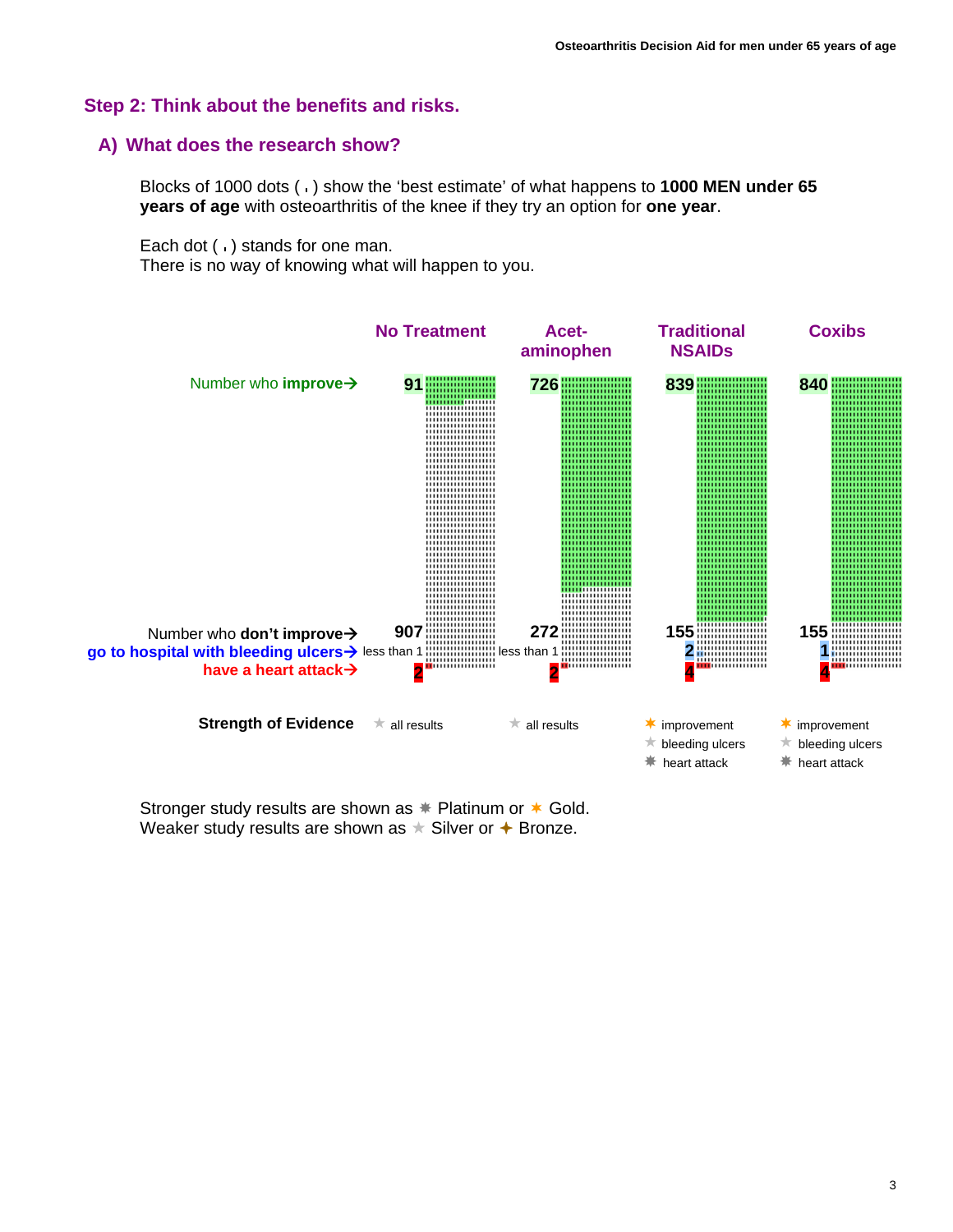## Step 2: Think about the benefits and risks.

### A) What does the research show?

Blocks of 1000 dots ( **.** ) show the 'best estimate' of what happens to **1000 MEN under 65 years of age** with osteoarthritis of the knee if they try an option for **one year**.

Each dot ( **.** ) stands for one man.
There is no way of knowing what will happen to you.

| | No Treatment | Acet-aminophen | Traditional NSAIDs | Coxibs |
|---|---|---|---|---|
| Number who **improve** | 91 | 726 | 839 | 840 |
| Number who **don't improve** | 907 | 272 | 155 | 155 |
| **go to hospital with bleeding ulcers** | less than 1 | less than 1 | 2 | 1 |
| **have a heart attack** | 2 | 2 | 4 | 4 |
| **Strength of Evidence** | ★ all results | ★ all results | ✶ improvement<br>★ bleeding ulcers<br>✸ heart attack | ✶ improvement<br>★ bleeding ulcers<br>✸ heart attack |

Stronger study results are shown as ✸ Platinum or ✶ Gold.
Weaker study results are shown as ★ Silver or ✦ Bronze.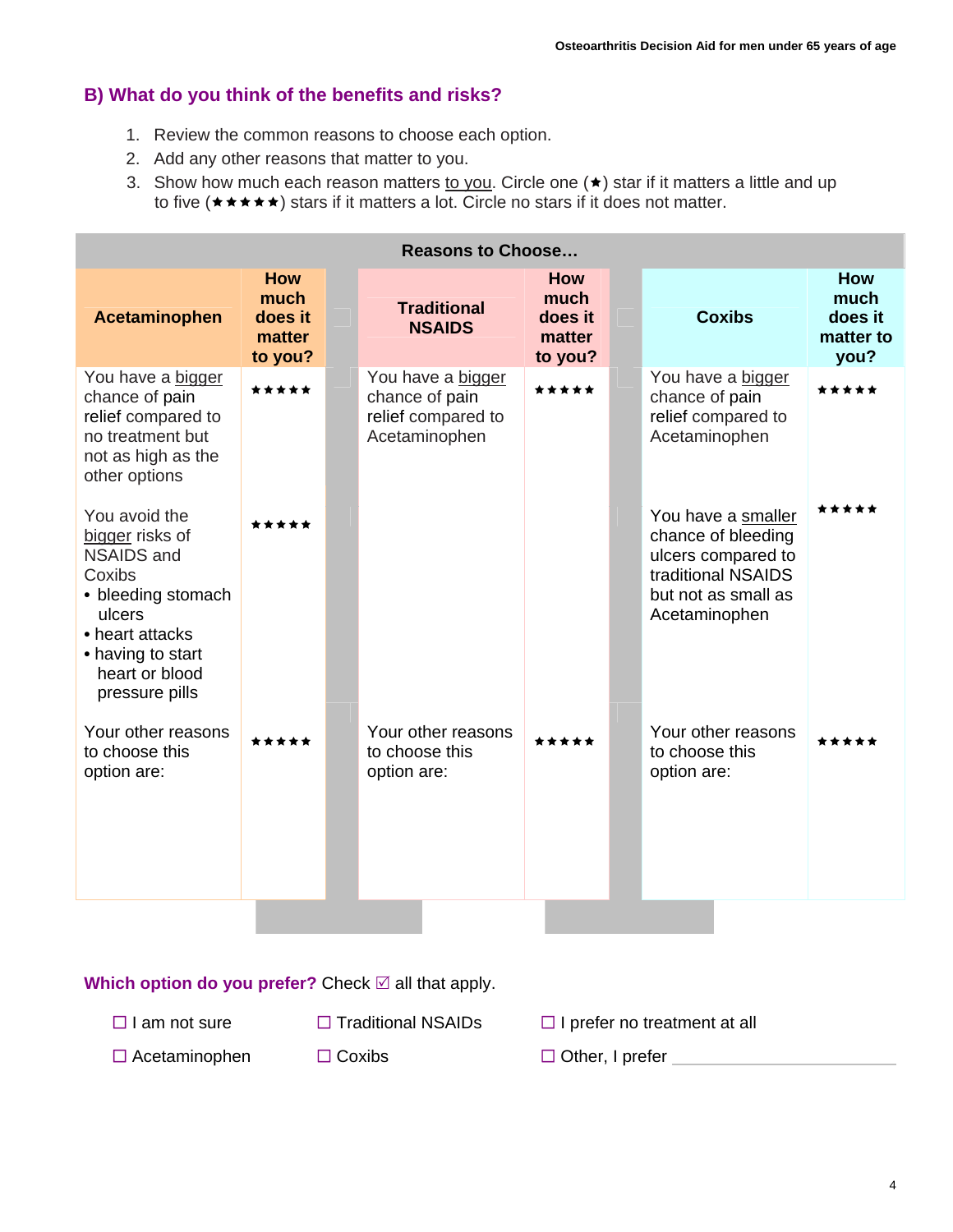## B) What do you think of the benefits and risks?

1. Review the common reasons to choose each option.
2. Add any other reasons that matter to you.
3. Show how much each reason matters to you. Circle one (★) star if it matters a little and up to five (★★★★★) stars if it matters a lot. Circle no stars if it does not matter.

**Reasons to Choose…**

| Acetaminophen | How much does it matter to you? | Traditional NSAIDS | How much does it matter to you? | Coxibs | How much does it matter to you? |
|---|---|---|---|---|---|
| You have a bigger chance of pain relief compared to no treatment but not as high as the other options | ★★★★★ | You have a bigger chance of pain relief compared to Acetaminophen | ★★★★★ | You have a bigger chance of pain relief compared to Acetaminophen | ★★★★★ |
| You avoid the bigger risks of NSAIDS and Coxibs<br>• bleeding stomach ulcers<br>• heart attacks<br>• having to start heart or blood pressure pills | ★★★★★ | | | You have a smaller chance of bleeding ulcers compared to traditional NSAIDS but not as small as Acetaminophen | ★★★★★ |
| Your other reasons to choose this option are: | ★★★★★ | Your other reasons to choose this option are: | ★★★★★ | Your other reasons to choose this option are: | ★★★★★ |

**Which option do you prefer?** Check ☑ all that apply.

☐ I am not sure ☐ Traditional NSAIDs ☐ I prefer no treatment at all

☐ Acetaminophen ☐ Coxibs ☐ Other, I prefer ____________________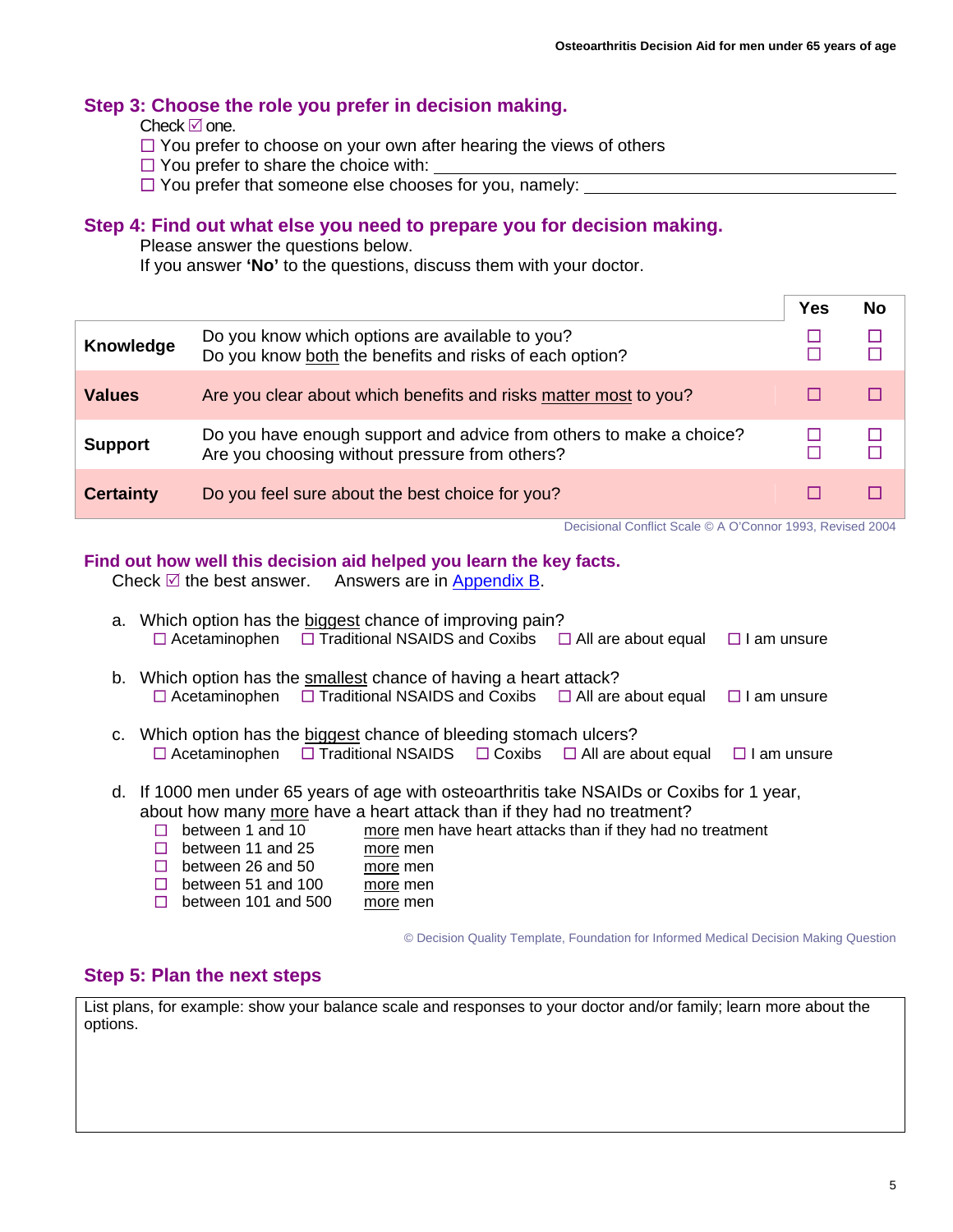## Step 3: Choose the role you prefer in decision making.

Check ☑ one.

☐ You prefer to choose on your own after hearing the views of others
☐ You prefer to share the choice with: ____________________
☐ You prefer that someone else chooses for you, namely: ____________________

## Step 4: Find out what else you need to prepare you for decision making.

Please answer the questions below.
If you answer **'No'** to the questions, discuss them with your doctor.

| | | Yes | No |
|---|---|---|---|
| **Knowledge** | Do you know which options are available to you? | ☐ | ☐ |
| | Do you know both the benefits and risks of each option? | ☐ | ☐ |
| **Values** | Are you clear about which benefits and risks matter most to you? | ☐ | ☐ |
| **Support** | Do you have enough support and advice from others to make a choice? | ☐ | ☐ |
| | Are you choosing without pressure from others? | ☐ | ☐ |
| **Certainty** | Do you feel sure about the best choice for you? | ☐ | ☐ |

Decisional Conflict Scale © A O'Connor 1993, Revised 2004

## Find out how well this decision aid helped you learn the key facts.

Check ☑ the best answer. Answers are in Appendix B.

a. Which option has the biggest chance of improving pain?
☐ Acetaminophen ☐ Traditional NSAIDS and Coxibs ☐ All are about equal ☐ I am unsure

b. Which option has the smallest chance of having a heart attack?
☐ Acetaminophen ☐ Traditional NSAIDS and Coxibs ☐ All are about equal ☐ I am unsure

c. Which option has the biggest chance of bleeding stomach ulcers?
☐ Acetaminophen ☐ Traditional NSAIDS ☐ Coxibs ☐ All are about equal ☐ I am unsure

d. If 1000 men under 65 years of age with osteoarthritis take NSAIDs or Coxibs for 1 year, about how many more have a heart attack than if they had no treatment?
- ☐ between 1 and 10 more men have heart attacks than if they had no treatment
- ☐ between 11 and 25 more men
- ☐ between 26 and 50 more men
- ☐ between 51 and 100 more men
- ☐ between 101 and 500 more men

© Decision Quality Template, Foundation for Informed Medical Decision Making Question

## Step 5: Plan the next steps

List plans, for example: show your balance scale and responses to your doctor and/or family; learn more about the options.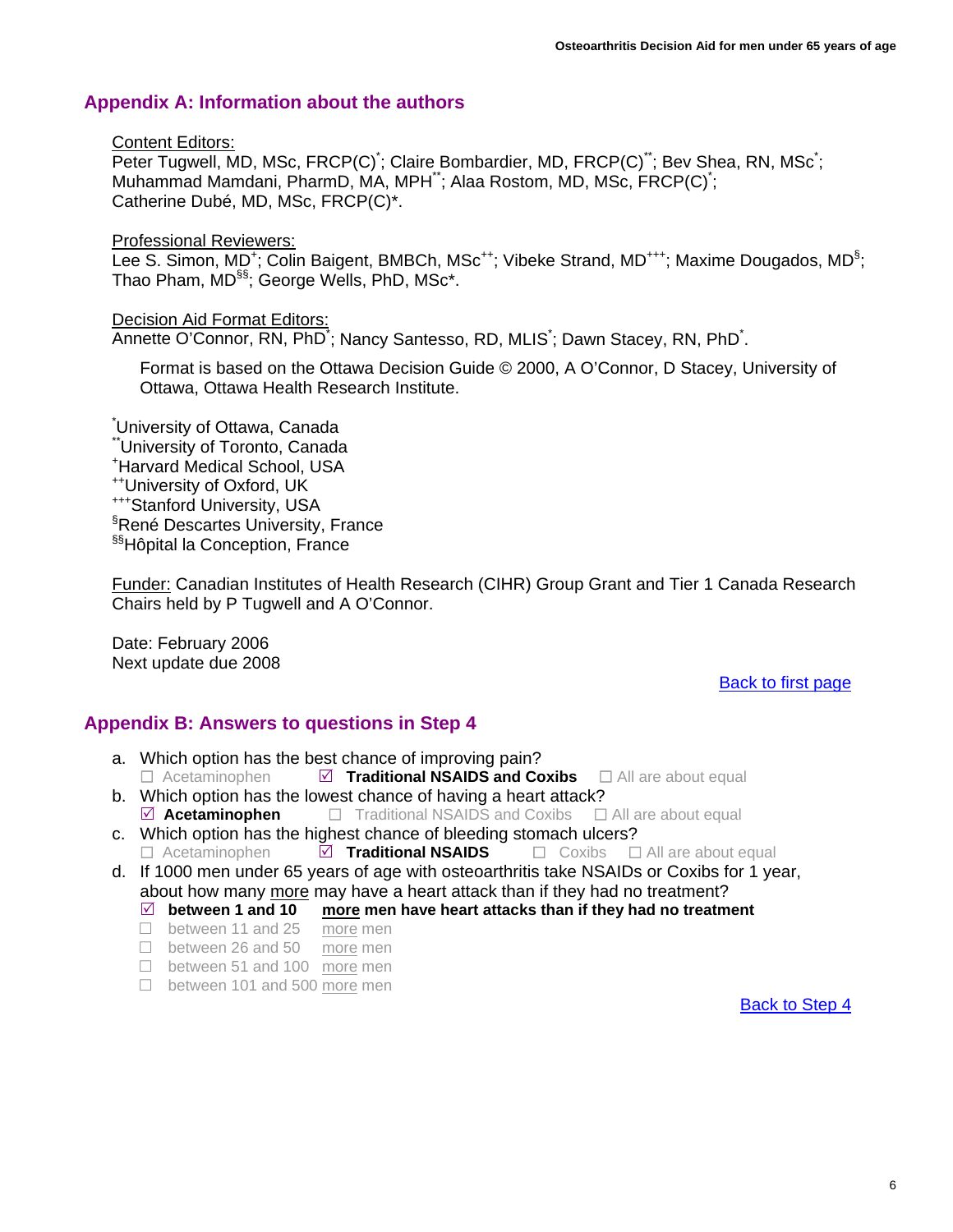## Appendix A: Information about the authors

Content Editors:
Peter Tugwell, MD, MSc, FRCP(C)[*]; Claire Bombardier, MD, FRCP(C)[**]; Bev Shea, RN, MSc[*]; Muhammad Mamdani, PharmD, MA, MPH[**]; Alaa Rostom, MD, MSc, FRCP(C)[*]; Catherine Dubé, MD, MSc, FRCP(C)*.

Professional Reviewers:
Lee S. Simon, MD[+]; Colin Baigent, BMBCh, MSc[++]; Vibeke Strand, MD[+++]; Maxime Dougados, MD[§]; Thao Pham, MD[§§]; George Wells, PhD, MSc*.

Decision Aid Format Editors:
Annette O'Connor, RN, PhD[*]; Nancy Santesso, RD, MLIS[*]; Dawn Stacey, RN, PhD[*].

Format is based on the Ottawa Decision Guide © 2000, A O'Connor, D Stacey, University of Ottawa, Ottawa Health Research Institute.

[*]University of Ottawa, Canada
[**]University of Toronto, Canada
[+]Harvard Medical School, USA
[++]University of Oxford, UK
[+++]Stanford University, USA
[§]René Descartes University, France
[§§]Hôpital la Conception, France

Funder: Canadian Institutes of Health Research (CIHR) Group Grant and Tier 1 Canada Research Chairs held by P Tugwell and A O'Connor.

Date: February 2006
Next update due 2008

Back to first page

## Appendix B: Answers to questions in Step 4

a. Which option has the best chance of improving pain?
   ☐ Acetaminophen ☑ **Traditional NSAIDS and Coxibs** ☐ All are about equal

b. Which option has the lowest chance of having a heart attack?
   ☑ **Acetaminophen** ☐ Traditional NSAIDS and Coxibs ☐ All are about equal

c. Which option has the highest chance of bleeding stomach ulcers?
   ☐ Acetaminophen ☑ **Traditional NSAIDS** ☐ Coxibs ☐ All are about equal

d. If 1000 men under 65 years of age with osteoarthritis take NSAIDs or Coxibs for 1 year, about how many more may have a heart attack than if they had no treatment?
   - ☑ **between 1 and 10 more men have heart attacks than if they had no treatment**
   - ☐ between 11 and 25 more men
   - ☐ between 26 and 50 more men
   - ☐ between 51 and 100 more men
   - ☐ between 101 and 500 more men

Back to Step 4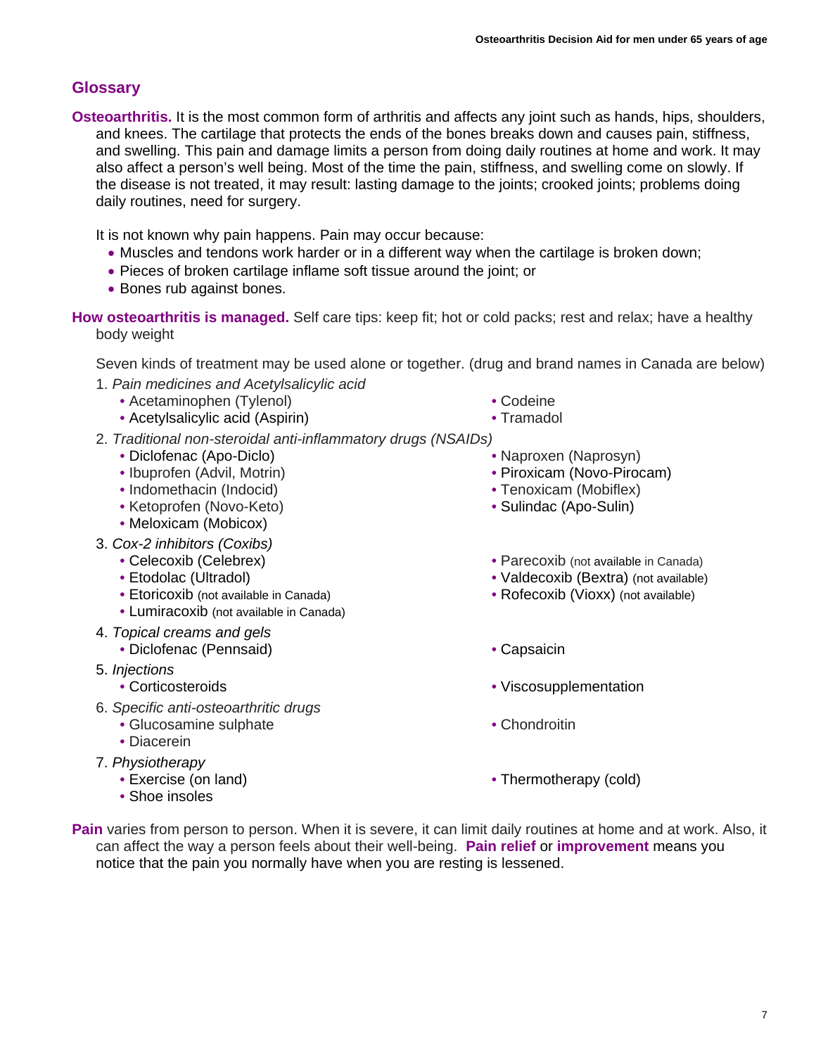## Glossary

**Osteoarthritis.** It is the most common form of arthritis and affects any joint such as hands, hips, shoulders, and knees. The cartilage that protects the ends of the bones breaks down and causes pain, stiffness, and swelling. This pain and damage limits a person from doing daily routines at home and work. It may also affect a person's well being. Most of the time the pain, stiffness, and swelling come on slowly. If the disease is not treated, it may result: lasting damage to the joints; crooked joints; problems doing daily routines, need for surgery.

It is not known why pain happens. Pain may occur because:

- Muscles and tendons work harder or in a different way when the cartilage is broken down;
- Pieces of broken cartilage inflame soft tissue around the joint; or
- Bones rub against bones.

**How osteoarthritis is managed.** Self care tips: keep fit; hot or cold packs; rest and relax; have a healthy body weight

Seven kinds of treatment may be used alone or together. (drug and brand names in Canada are below)

1. *Pain medicines and Acetylsalicylic acid*
   - Acetaminophen (Tylenol)
   - Acetylsalicylic acid (Aspirin)
   - Codeine
   - Tramadol
2. *Traditional non-steroidal anti-inflammatory drugs (NSAIDs)*
   - Diclofenac (Apo-Diclo)
   - Ibuprofen (Advil, Motrin)
   - Indomethacin (Indocid)
   - Ketoprofen (Novo-Keto)
   - Meloxicam (Mobicox)
   - Naproxen (Naprosyn)
   - Piroxicam (Novo-Pirocam)
   - Tenoxicam (Mobiflex)
   - Sulindac (Apo-Sulin)
3. *Cox-2 inhibitors (Coxibs)*
   - Celecoxib (Celebrex)
   - Etodolac (Ultradol)
   - Etoricoxib (not available in Canada)
   - Lumiracoxib (not available in Canada)
   - Parecoxib (not available in Canada)
   - Valdecoxib (Bextra) (not available)
   - Rofecoxib (Vioxx) (not available)
4. *Topical creams and gels*
   - Diclofenac (Pennsaid)
   - Capsaicin
5. *Injections*
   - Corticosteroids
   - Viscosupplementation
6. *Specific anti-osteoarthritic drugs*
   - Glucosamine sulphate
   - Diacerein
   - Chondroitin
7. *Physiotherapy*
   - Exercise (on land)
   - Shoe insoles
   - Thermotherapy (cold)

**Pain** varies from person to person. When it is severe, it can limit daily routines at home and at work. Also, it can affect the way a person feels about their well-being. **Pain relief** or **improvement** means you notice that the pain you normally have when you are resting is lessened.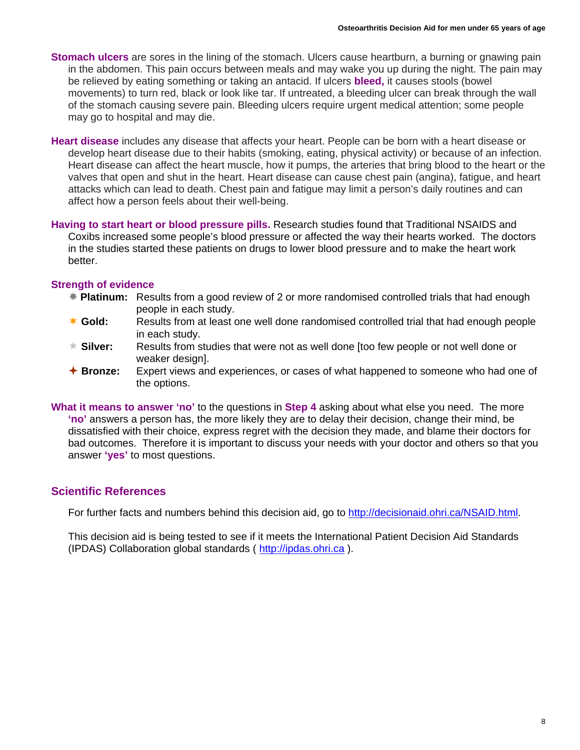**Stomach ulcers** are sores in the lining of the stomach. Ulcers cause heartburn, a burning or gnawing pain in the abdomen. This pain occurs between meals and may wake you up during the night. The pain may be relieved by eating something or taking an antacid. If ulcers **bleed,** it causes stools (bowel movements) to turn red, black or look like tar. If untreated, a bleeding ulcer can break through the wall of the stomach causing severe pain. Bleeding ulcers require urgent medical attention; some people may go to hospital and may die.

**Heart disease** includes any disease that affects your heart. People can be born with a heart disease or develop heart disease due to their habits (smoking, eating, physical activity) or because of an infection. Heart disease can affect the heart muscle, how it pumps, the arteries that bring blood to the heart or the valves that open and shut in the heart. Heart disease can cause chest pain (angina), fatigue, and heart attacks which can lead to death. Chest pain and fatigue may limit a person's daily routines and can affect how a person feels about their well-being.

**Having to start heart or blood pressure pills.** Research studies found that Traditional NSAIDS and Coxibs increased some people's blood pressure or affected the way their hearts worked. The doctors in the studies started these patients on drugs to lower blood pressure and to make the heart work better.

**Strength of evidence**

- ✸ **Platinum:** Results from a good review of 2 or more randomised controlled trials that had enough people in each study.
- ✶ **Gold:** Results from at least one well done randomised controlled trial that had enough people in each study.
- ★ **Silver:** Results from studies that were not as well done [too few people or not well done or weaker design].
- ✦ **Bronze:** Expert views and experiences, or cases of what happened to someone who had one of the options.

**What it means to answer 'no'** to the questions in **Step 4** asking about what else you need. The more **'no'** answers a person has, the more likely they are to delay their decision, change their mind, be dissatisfied with their choice, express regret with the decision they made, and blame their doctors for bad outcomes. Therefore it is important to discuss your needs with your doctor and others so that you answer **'yes'** to most questions.

## Scientific References

For further facts and numbers behind this decision aid, go to http://decisionaid.ohri.ca/NSAID.html.

This decision aid is being tested to see if it meets the International Patient Decision Aid Standards (IPDAS) Collaboration global standards ( http://ipdas.ohri.ca ).